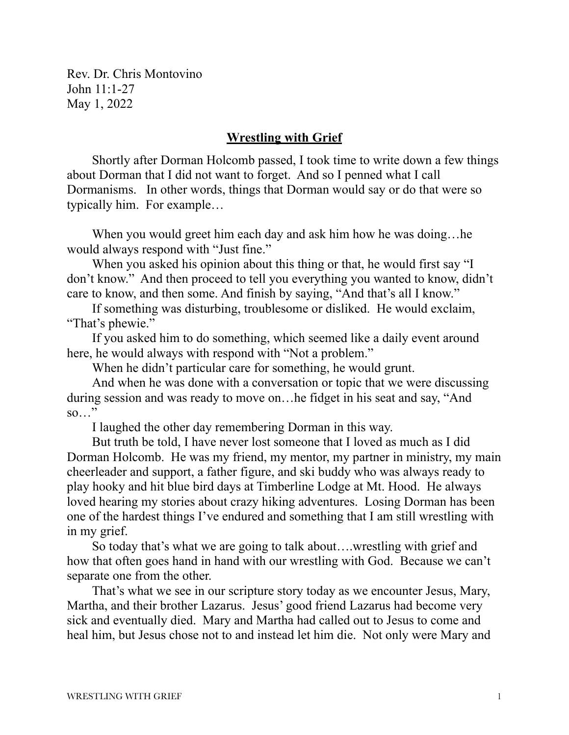Rev. Dr. Chris Montovino
John 11:1-27
May 1, 2022

## **Wrestling with Grief**

Shortly after Dorman Holcomb passed, I took time to write down a few things about Dorman that I did not want to forget. And so I penned what I call Dormanisms. In other words, things that Dorman would say or do that were so typically him. For example…

When you would greet him each day and ask him how he was doing…he would always respond with "Just fine."

When you asked his opinion about this thing or that, he would first say "I don't know." And then proceed to tell you everything you wanted to know, didn't care to know, and then some. And finish by saying, "And that's all I know."

If something was disturbing, troublesome or disliked. He would exclaim, "That's phewie."

If you asked him to do something, which seemed like a daily event around here, he would always with respond with "Not a problem."

When he didn't particular care for something, he would grunt.

And when he was done with a conversation or topic that we were discussing during session and was ready to move on…he fidget in his seat and say, "And so…"

I laughed the other day remembering Dorman in this way.

But truth be told, I have never lost someone that I loved as much as I did Dorman Holcomb. He was my friend, my mentor, my partner in ministry, my main cheerleader and support, a father figure, and ski buddy who was always ready to play hooky and hit blue bird days at Timberline Lodge at Mt. Hood. He always loved hearing my stories about crazy hiking adventures. Losing Dorman has been one of the hardest things I've endured and something that I am still wrestling with in my grief.

So today that's what we are going to talk about….wrestling with grief and how that often goes hand in hand with our wrestling with God. Because we can't separate one from the other.

That's what we see in our scripture story today as we encounter Jesus, Mary, Martha, and their brother Lazarus. Jesus' good friend Lazarus had become very sick and eventually died. Mary and Martha had called out to Jesus to come and heal him, but Jesus chose not to and instead let him die. Not only were Mary and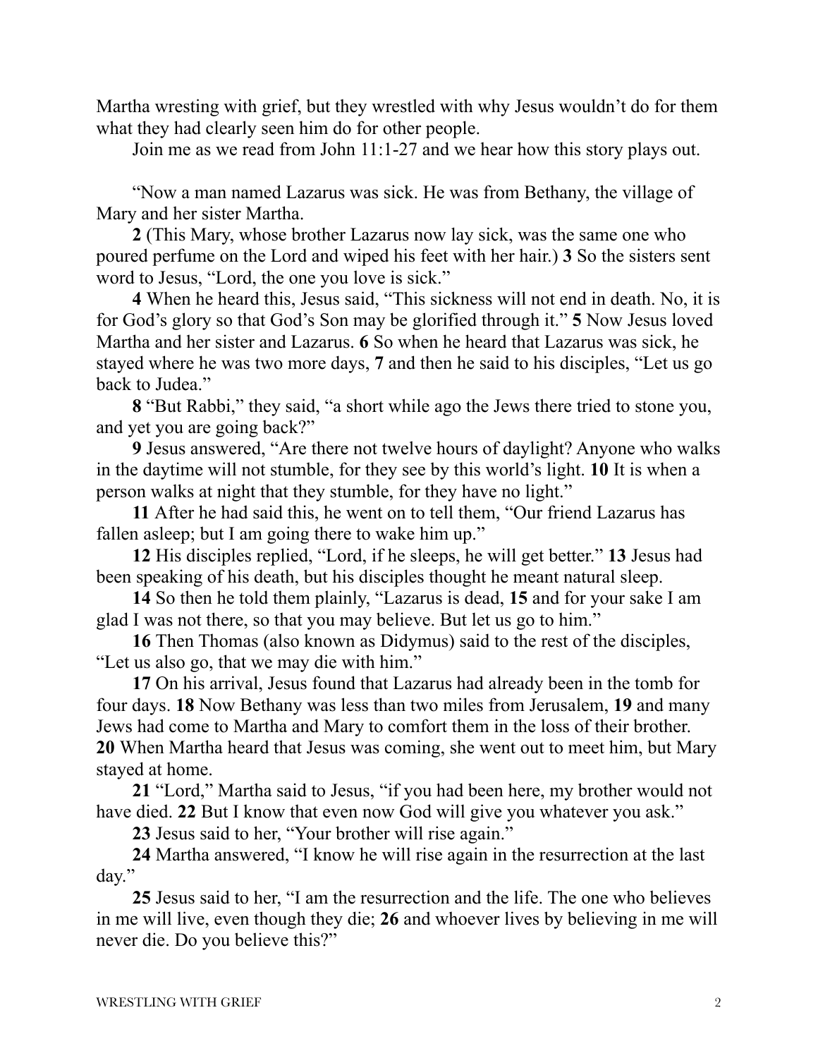Martha wresting with grief, but they wrestled with why Jesus wouldn't do for them what they had clearly seen him do for other people.

Join me as we read from John 11:1-27 and we hear how this story plays out.

"Now a man named Lazarus was sick. He was from Bethany, the village of Mary and her sister Martha.

**2** (This Mary, whose brother Lazarus now lay sick, was the same one who poured perfume on the Lord and wiped his feet with her hair.) **3** So the sisters sent word to Jesus, "Lord, the one you love is sick."

**4** When he heard this, Jesus said, "This sickness will not end in death. No, it is for God's glory so that God's Son may be glorified through it." **5** Now Jesus loved Martha and her sister and Lazarus. **6** So when he heard that Lazarus was sick, he stayed where he was two more days, **7** and then he said to his disciples, "Let us go back to Judea."

**8** "But Rabbi," they said, "a short while ago the Jews there tried to stone you, and yet you are going back?"

**9** Jesus answered, "Are there not twelve hours of daylight? Anyone who walks in the daytime will not stumble, for they see by this world's light. **10** It is when a person walks at night that they stumble, for they have no light."

**11** After he had said this, he went on to tell them, "Our friend Lazarus has fallen asleep; but I am going there to wake him up."

**12** His disciples replied, "Lord, if he sleeps, he will get better." **13** Jesus had been speaking of his death, but his disciples thought he meant natural sleep.

**14** So then he told them plainly, "Lazarus is dead, **15** and for your sake I am glad I was not there, so that you may believe. But let us go to him."

**16** Then Thomas (also known as Didymus) said to the rest of the disciples, "Let us also go, that we may die with him."

**17** On his arrival, Jesus found that Lazarus had already been in the tomb for four days. **18** Now Bethany was less than two miles from Jerusalem, **19** and many Jews had come to Martha and Mary to comfort them in the loss of their brother. **20** When Martha heard that Jesus was coming, she went out to meet him, but Mary stayed at home.

**21** "Lord," Martha said to Jesus, "if you had been here, my brother would not have died. **22** But I know that even now God will give you whatever you ask."

**23** Jesus said to her, "Your brother will rise again."

**24** Martha answered, "I know he will rise again in the resurrection at the last day."

**25** Jesus said to her, "I am the resurrection and the life. The one who believes in me will live, even though they die; **26** and whoever lives by believing in me will never die. Do you believe this?"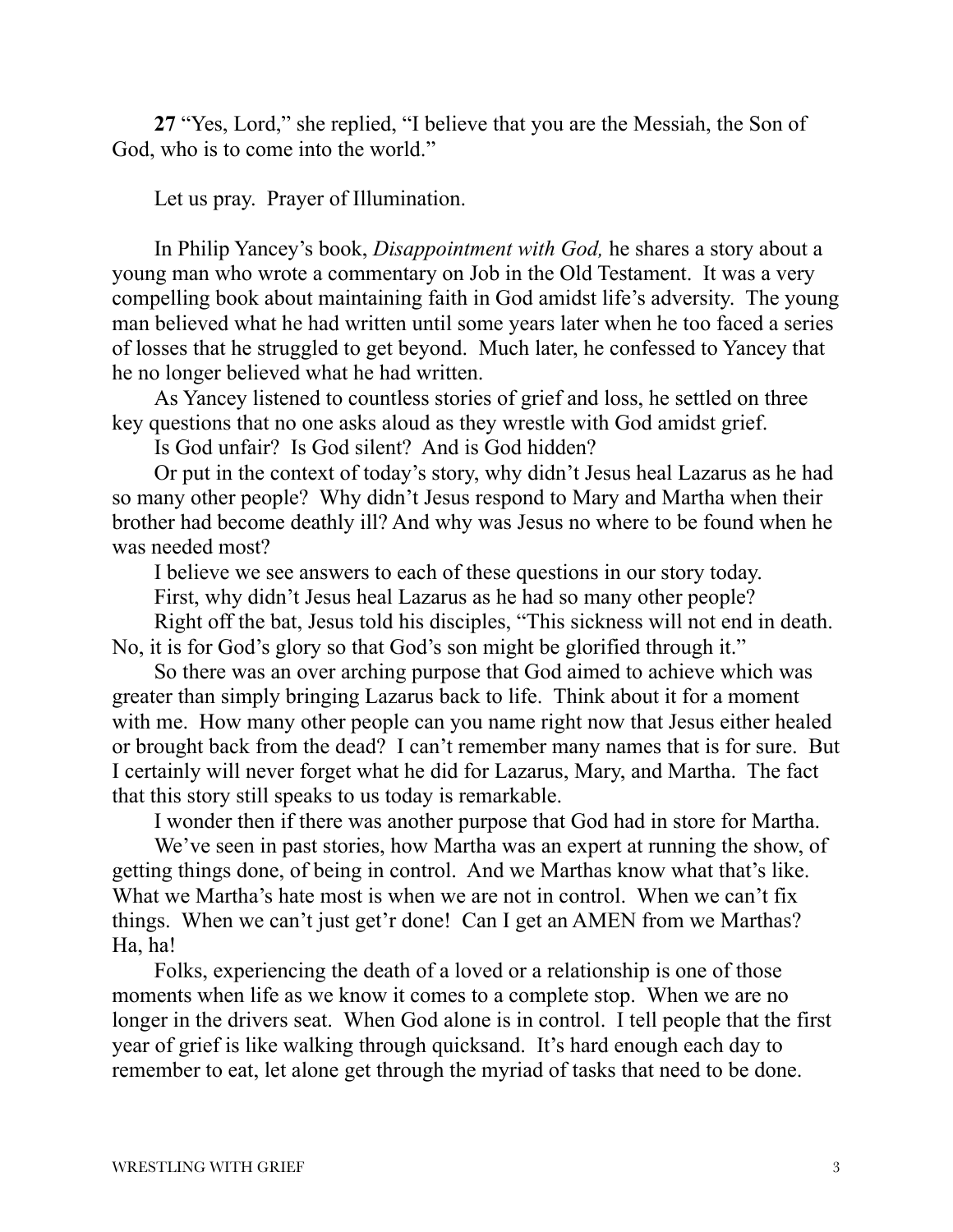**27** “Yes, Lord,” she replied, “I believe that you are the Messiah, the Son of God, who is to come into the world.”

Let us pray. Prayer of Illumination.

In Philip Yancey’s book, *Disappointment with God,* he shares a story about a young man who wrote a commentary on Job in the Old Testament. It was a very compelling book about maintaining faith in God amidst life’s adversity. The young man believed what he had written until some years later when he too faced a series of losses that he struggled to get beyond. Much later, he confessed to Yancey that he no longer believed what he had written.

As Yancey listened to countless stories of grief and loss, he settled on three key questions that no one asks aloud as they wrestle with God amidst grief.

Is God unfair? Is God silent? And is God hidden?

Or put in the context of today’s story, why didn’t Jesus heal Lazarus as he had so many other people? Why didn’t Jesus respond to Mary and Martha when their brother had become deathly ill? And why was Jesus no where to be found when he was needed most?

I believe we see answers to each of these questions in our story today.

First, why didn’t Jesus heal Lazarus as he had so many other people?

Right off the bat, Jesus told his disciples, “This sickness will not end in death. No, it is for God’s glory so that God’s son might be glorified through it.”

So there was an over arching purpose that God aimed to achieve which was greater than simply bringing Lazarus back to life. Think about it for a moment with me. How many other people can you name right now that Jesus either healed or brought back from the dead? I can’t remember many names that is for sure. But I certainly will never forget what he did for Lazarus, Mary, and Martha. The fact that this story still speaks to us today is remarkable.

I wonder then if there was another purpose that God had in store for Martha.

We’ve seen in past stories, how Martha was an expert at running the show, of getting things done, of being in control. And we Marthas know what that’s like. What we Martha’s hate most is when we are not in control. When we can’t fix things. When we can’t just get’r done! Can I get an AMEN from we Marthas? Ha, ha!

Folks, experiencing the death of a loved or a relationship is one of those moments when life as we know it comes to a complete stop. When we are no longer in the drivers seat. When God alone is in control. I tell people that the first year of grief is like walking through quicksand. It’s hard enough each day to remember to eat, let alone get through the myriad of tasks that need to be done.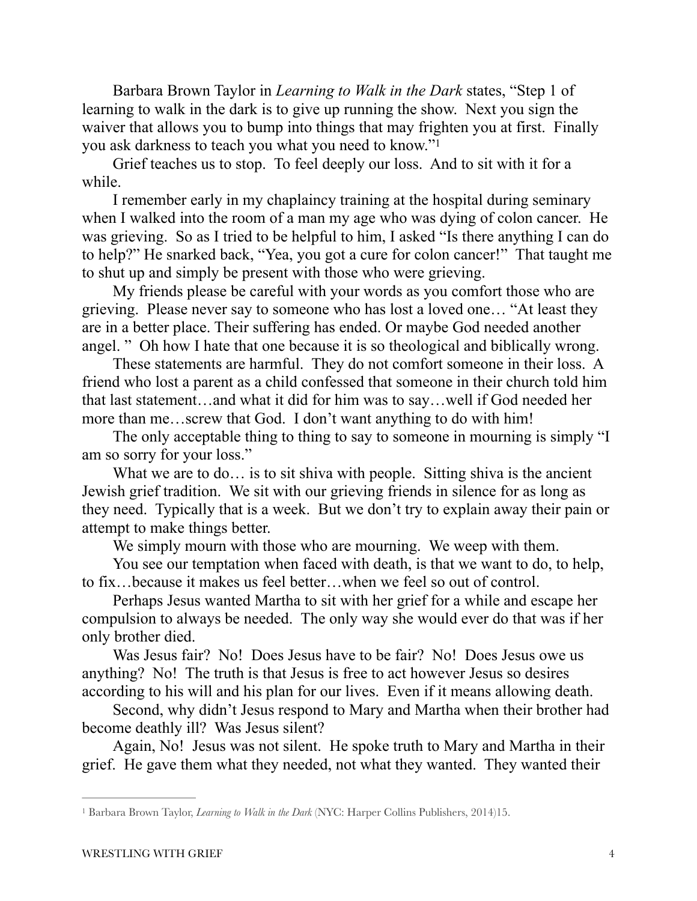Barbara Brown Taylor in *Learning to Walk in the Dark* states, "Step 1 of learning to walk in the dark is to give up running the show. Next you sign the waiver that allows you to bump into things that may frighten you at first. Finally you ask darkness to teach you what you need to know."[1]

Grief teaches us to stop. To feel deeply our loss. And to sit with it for a while.

I remember early in my chaplaincy training at the hospital during seminary when I walked into the room of a man my age who was dying of colon cancer. He was grieving. So as I tried to be helpful to him, I asked "Is there anything I can do to help?" He snarked back, "Yea, you got a cure for colon cancer!" That taught me to shut up and simply be present with those who were grieving.

My friends please be careful with your words as you comfort those who are grieving. Please never say to someone who has lost a loved one… "At least they are in a better place. Their suffering has ended. Or maybe God needed another angel. " Oh how I hate that one because it is so theological and biblically wrong.

These statements are harmful. They do not comfort someone in their loss. A friend who lost a parent as a child confessed that someone in their church told him that last statement…and what it did for him was to say…well if God needed her more than me…screw that God. I don't want anything to do with him!

The only acceptable thing to thing to say to someone in mourning is simply "I am so sorry for your loss."

What we are to do… is to sit shiva with people. Sitting shiva is the ancient Jewish grief tradition. We sit with our grieving friends in silence for as long as they need. Typically that is a week. But we don't try to explain away their pain or attempt to make things better.

We simply mourn with those who are mourning. We weep with them.

You see our temptation when faced with death, is that we want to do, to help, to fix…because it makes us feel better…when we feel so out of control.

Perhaps Jesus wanted Martha to sit with her grief for a while and escape her compulsion to always be needed. The only way she would ever do that was if her only brother died.

Was Jesus fair? No! Does Jesus have to be fair? No! Does Jesus owe us anything? No! The truth is that Jesus is free to act however Jesus so desires according to his will and his plan for our lives. Even if it means allowing death.

Second, why didn't Jesus respond to Mary and Martha when their brother had become deathly ill? Was Jesus silent?

Again, No! Jesus was not silent. He spoke truth to Mary and Martha in their grief. He gave them what they needed, not what they wanted. They wanted their

---

[1] Barbara Brown Taylor, *Learning to Walk in the Dark* (NYC: Harper Collins Publishers, 2014)15.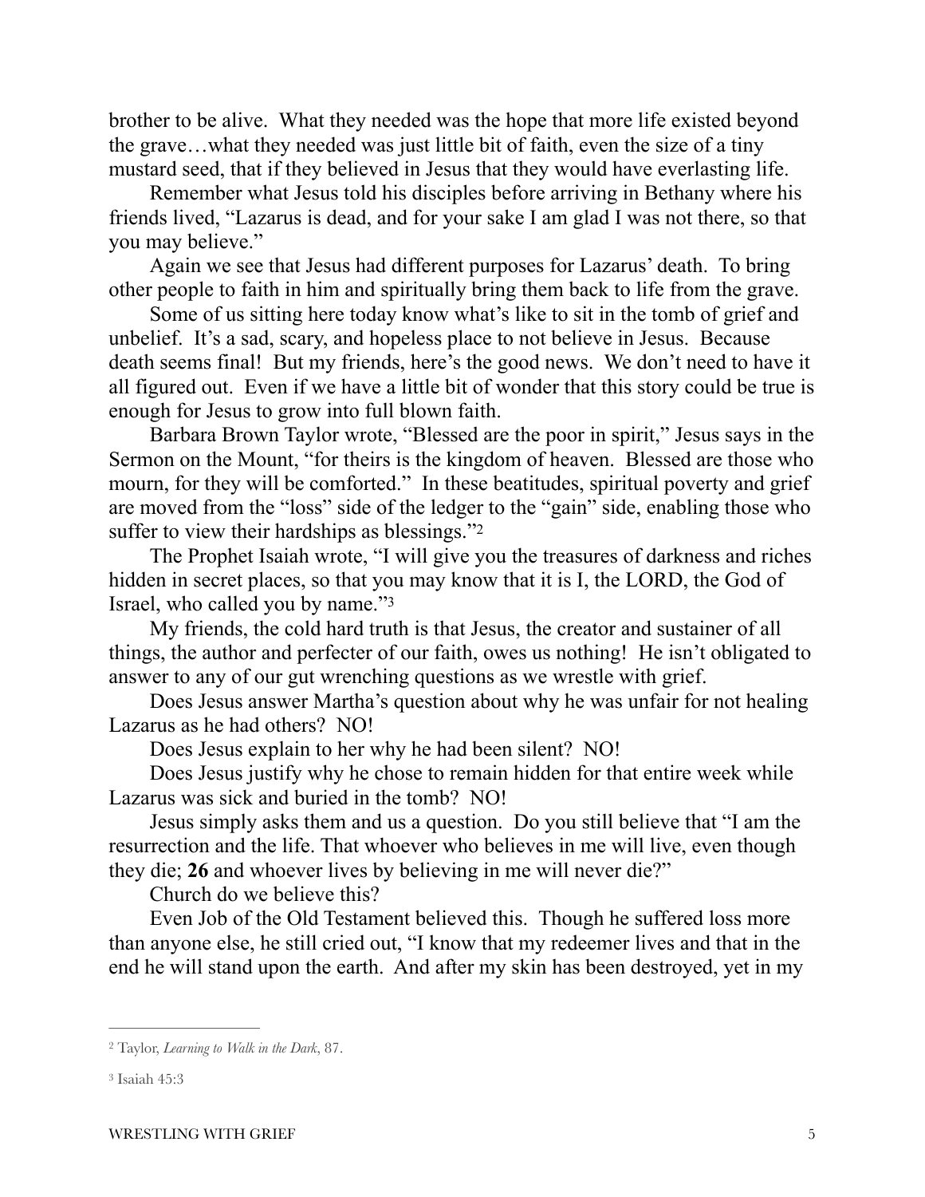brother to be alive. What they needed was the hope that more life existed beyond the grave…what they needed was just little bit of faith, even the size of a tiny mustard seed, that if they believed in Jesus that they would have everlasting life.

Remember what Jesus told his disciples before arriving in Bethany where his friends lived, "Lazarus is dead, and for your sake I am glad I was not there, so that you may believe."

Again we see that Jesus had different purposes for Lazarus' death. To bring other people to faith in him and spiritually bring them back to life from the grave.

Some of us sitting here today know what's like to sit in the tomb of grief and unbelief. It's a sad, scary, and hopeless place to not believe in Jesus. Because death seems final! But my friends, here's the good news. We don't need to have it all figured out. Even if we have a little bit of wonder that this story could be true is enough for Jesus to grow into full blown faith.

Barbara Brown Taylor wrote, "Blessed are the poor in spirit," Jesus says in the Sermon on the Mount, "for theirs is the kingdom of heaven. Blessed are those who mourn, for they will be comforted." In these beatitudes, spiritual poverty and grief are moved from the "loss" side of the ledger to the "gain" side, enabling those who suffer to view their hardships as blessings."[2]

The Prophet Isaiah wrote, "I will give you the treasures of darkness and riches hidden in secret places, so that you may know that it is I, the LORD, the God of Israel, who called you by name."[3]

My friends, the cold hard truth is that Jesus, the creator and sustainer of all things, the author and perfecter of our faith, owes us nothing! He isn't obligated to answer to any of our gut wrenching questions as we wrestle with grief.

Does Jesus answer Martha's question about why he was unfair for not healing Lazarus as he had others? NO!

Does Jesus explain to her why he had been silent? NO!

Does Jesus justify why he chose to remain hidden for that entire week while Lazarus was sick and buried in the tomb? NO!

Jesus simply asks them and us a question. Do you still believe that "I am the resurrection and the life. That whoever who believes in me will live, even though they die; **26** and whoever lives by believing in me will never die?"

Church do we believe this?

Even Job of the Old Testament believed this. Though he suffered loss more than anyone else, he still cried out, "I know that my redeemer lives and that in the end he will stand upon the earth. And after my skin has been destroyed, yet in my

---

[2] Taylor, *Learning to Walk in the Dark*, 87.

[3] Isaiah 45:3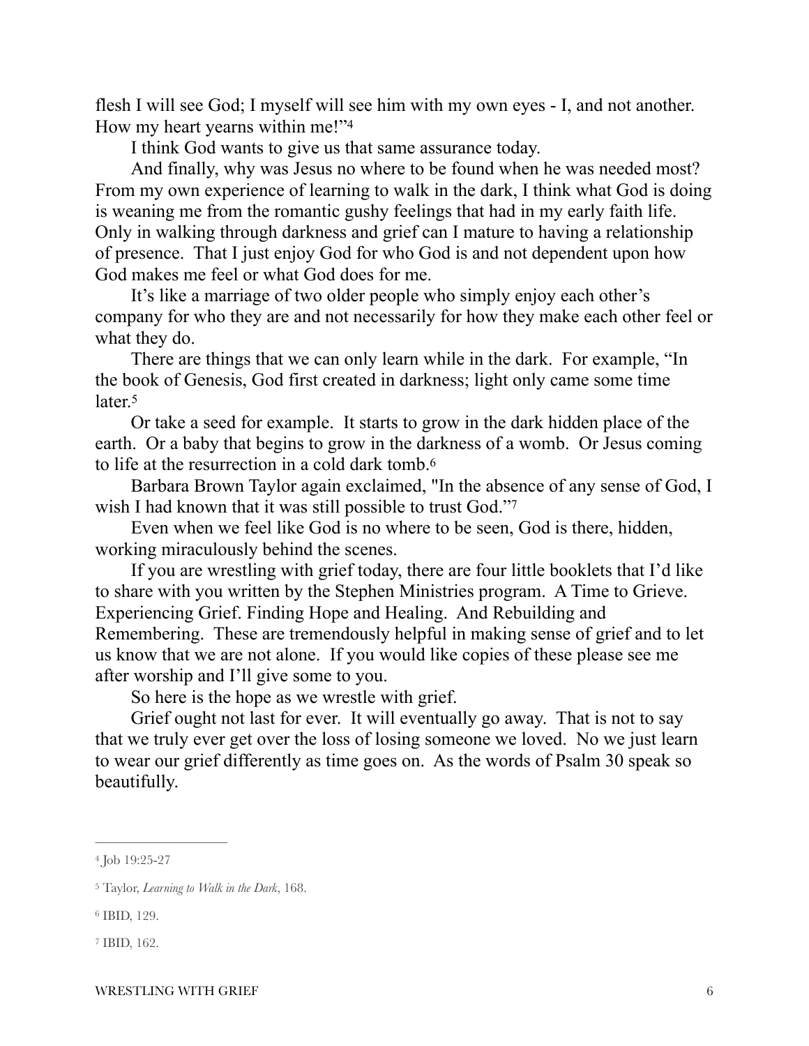flesh I will see God; I myself will see him with my own eyes - I, and not another. How my heart yearns within me!"[4]

I think God wants to give us that same assurance today.

And finally, why was Jesus no where to be found when he was needed most? From my own experience of learning to walk in the dark, I think what God is doing is weaning me from the romantic gushy feelings that had in my early faith life. Only in walking through darkness and grief can I mature to having a relationship of presence. That I just enjoy God for who God is and not dependent upon how God makes me feel or what God does for me.

It's like a marriage of two older people who simply enjoy each other's company for who they are and not necessarily for how they make each other feel or what they do.

There are things that we can only learn while in the dark. For example, "In the book of Genesis, God first created in darkness; light only came some time later.[5]

Or take a seed for example. It starts to grow in the dark hidden place of the earth. Or a baby that begins to grow in the darkness of a womb. Or Jesus coming to life at the resurrection in a cold dark tomb.[6]

Barbara Brown Taylor again exclaimed, "In the absence of any sense of God, I wish I had known that it was still possible to trust God."[7]

Even when we feel like God is no where to be seen, God is there, hidden, working miraculously behind the scenes.

If you are wrestling with grief today, there are four little booklets that I'd like to share with you written by the Stephen Ministries program. A Time to Grieve. Experiencing Grief. Finding Hope and Healing. And Rebuilding and Remembering. These are tremendously helpful in making sense of grief and to let us know that we are not alone. If you would like copies of these please see me after worship and I'll give some to you.

So here is the hope as we wrestle with grief.

Grief ought not last for ever. It will eventually go away. That is not to say that we truly ever get over the loss of losing someone we loved. No we just learn to wear our grief differently as time goes on. As the words of Psalm 30 speak so beautifully.

---

[4] Job 19:25-27

[5] Taylor, *Learning to Walk in the Dark*, 168.

[6] IBID, 129.

[7] IBID, 162.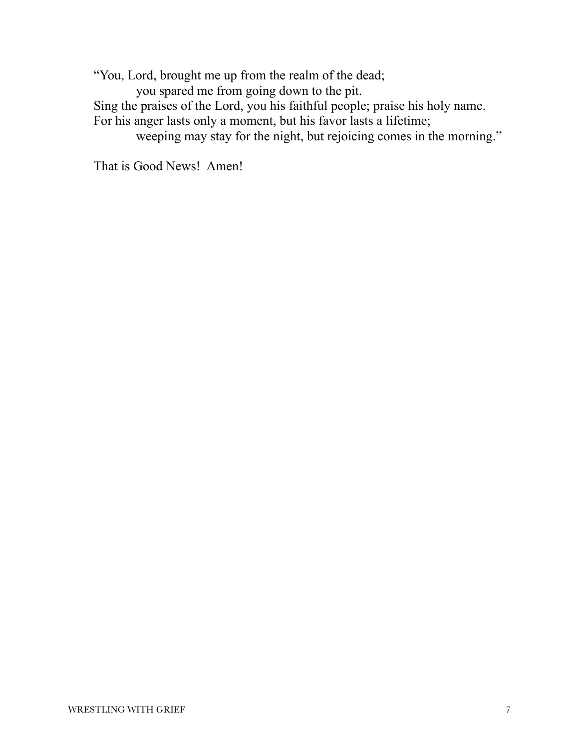"You, Lord, brought me up from the realm of the dead;
    you spared me from going down to the pit.
Sing the praises of the Lord, you his faithful people; praise his holy name.
For his anger lasts only a moment, but his favor lasts a lifetime;
    weeping may stay for the night, but rejoicing comes in the morning."

That is Good News! Amen!